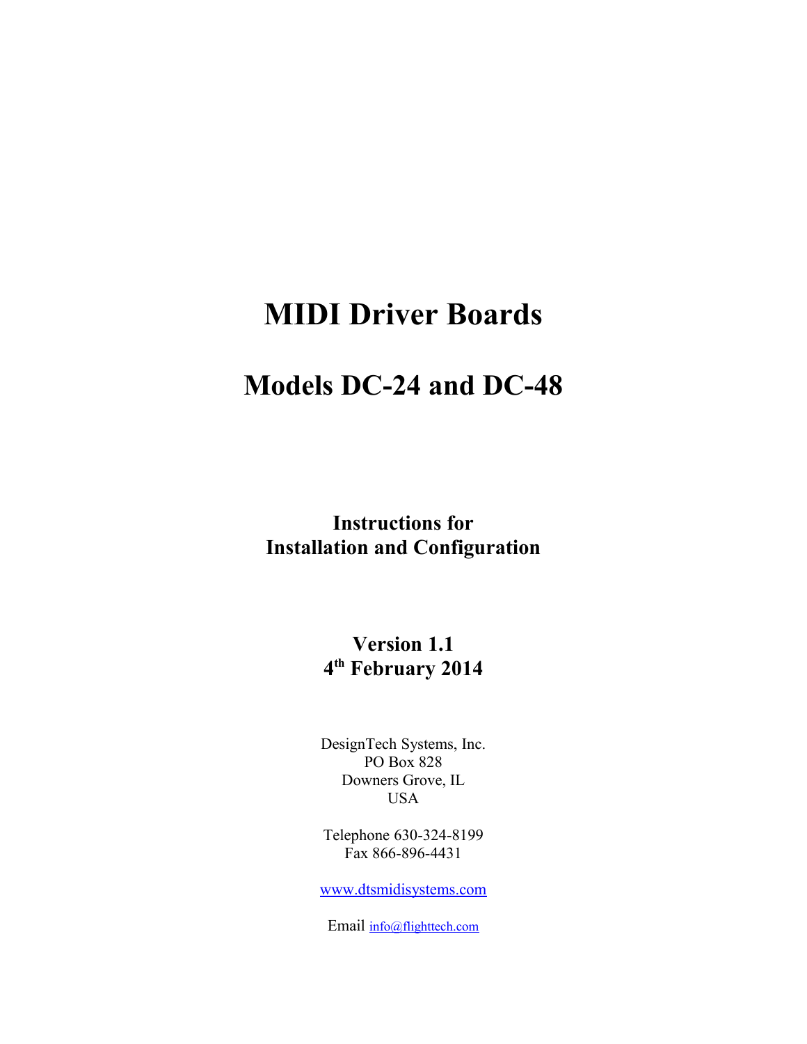# MIDI Driver Boards

## Models DC-24 and DC-48

**Instructions for**
**Installation and Configuration**

**Version 1.1**
**4th February 2014**

DesignTech Systems, Inc.
PO Box 828
Downers Grove, IL
USA

Telephone 630-324-8199
Fax 866-896-4431

www.dtsmidisystems.com

Email info@flighttech.com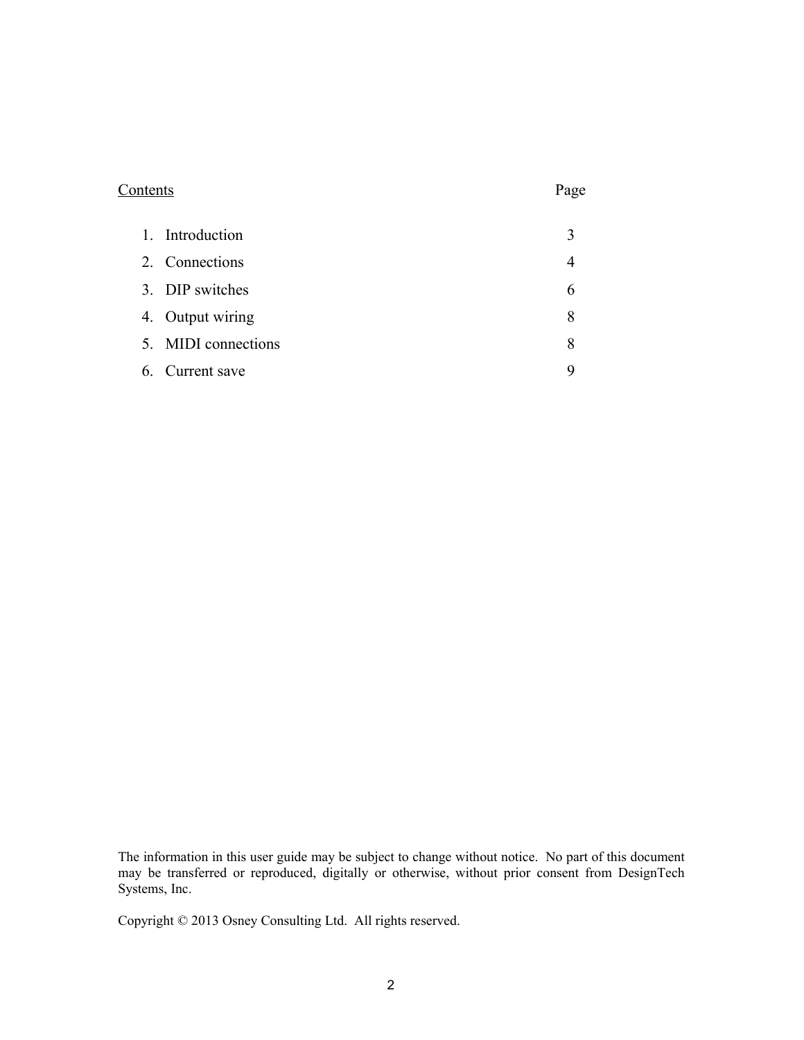Contents | Page
---|---
1. Introduction | 3
2. Connections | 4
3. DIP switches | 6
4. Output wiring | 8
5. MIDI connections | 8
6. Current save | 9

The information in this user guide may be subject to change without notice. No part of this document may be transferred or reproduced, digitally or otherwise, without prior consent from DesignTech Systems, Inc.

Copyright © 2013 Osney Consulting Ltd. All rights reserved.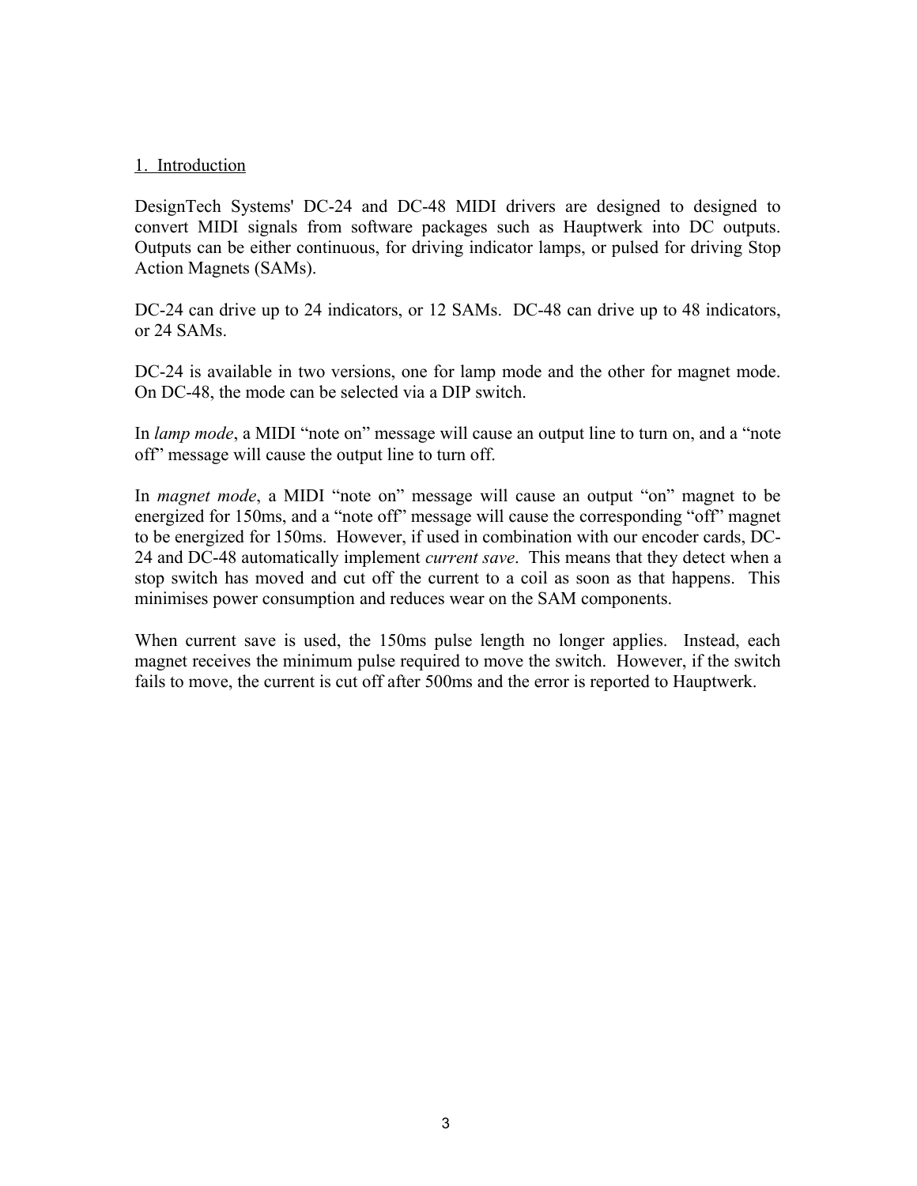## 1. Introduction

DesignTech Systems' DC-24 and DC-48 MIDI drivers are designed to designed to convert MIDI signals from software packages such as Hauptwerk into DC outputs. Outputs can be either continuous, for driving indicator lamps, or pulsed for driving Stop Action Magnets (SAMs).

DC-24 can drive up to 24 indicators, or 12 SAMs. DC-48 can drive up to 48 indicators, or 24 SAMs.

DC-24 is available in two versions, one for lamp mode and the other for magnet mode. On DC-48, the mode can be selected via a DIP switch.

In *lamp mode*, a MIDI "note on" message will cause an output line to turn on, and a "note off" message will cause the output line to turn off.

In *magnet mode*, a MIDI "note on" message will cause an output "on" magnet to be energized for 150ms, and a "note off" message will cause the corresponding "off" magnet to be energized for 150ms. However, if used in combination with our encoder cards, DC-24 and DC-48 automatically implement *current save*. This means that they detect when a stop switch has moved and cut off the current to a coil as soon as that happens. This minimises power consumption and reduces wear on the SAM components.

When current save is used, the 150ms pulse length no longer applies. Instead, each magnet receives the minimum pulse required to move the switch. However, if the switch fails to move, the current is cut off after 500ms and the error is reported to Hauptwerk.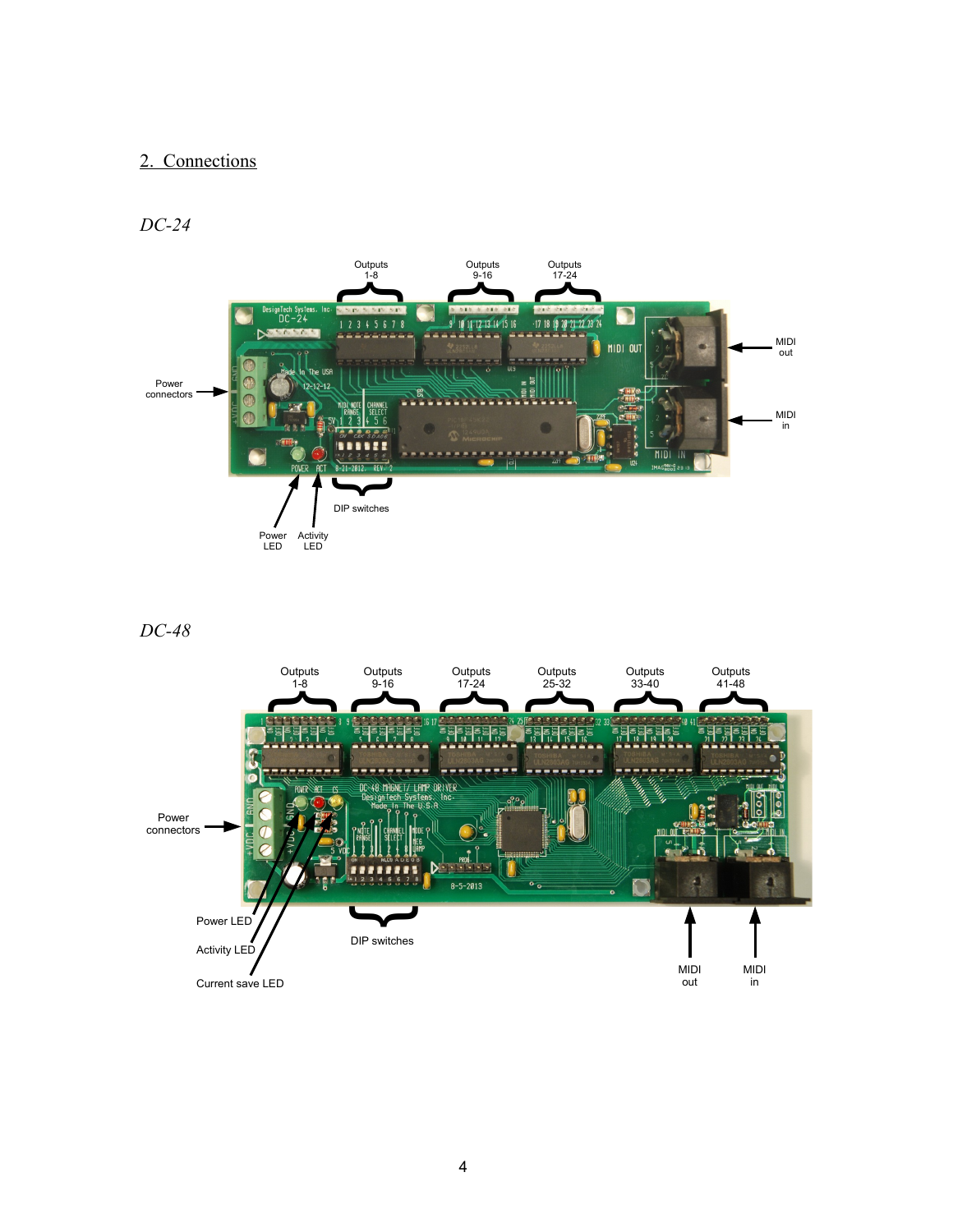## 2. Connections

*DC-24*

*DC-48*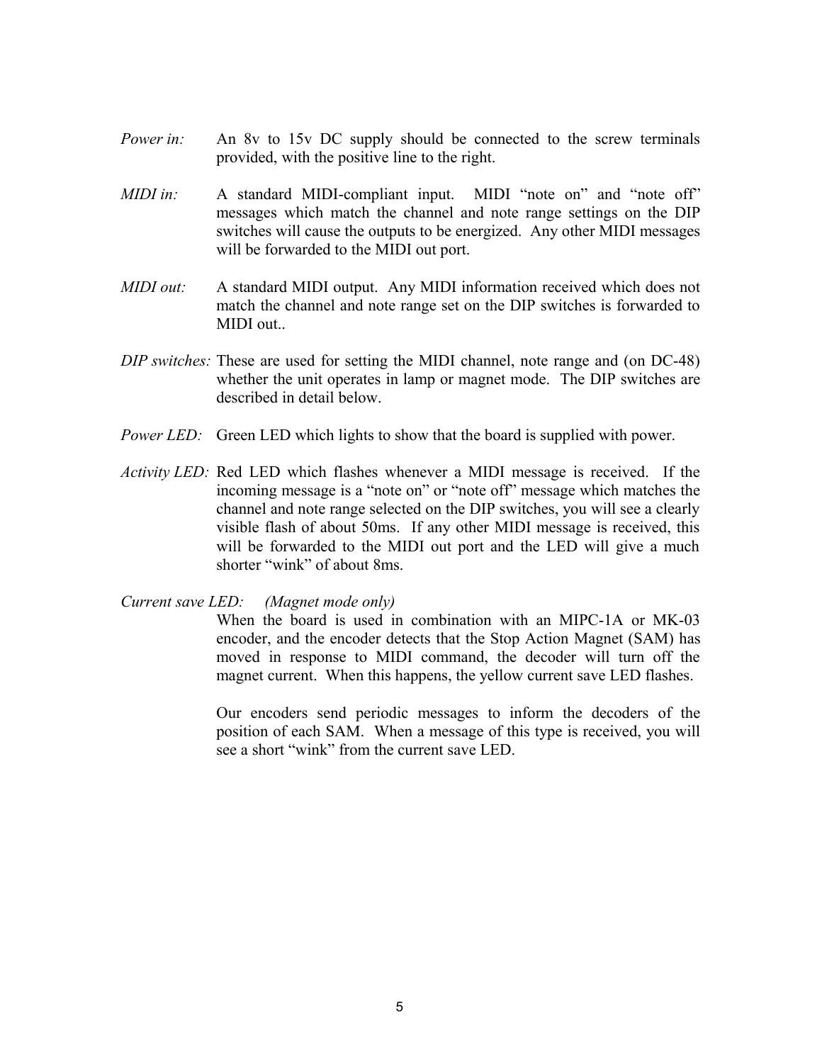*Power in:* An 8v to 15v DC supply should be connected to the screw terminals provided, with the positive line to the right.

*MIDI in:* A standard MIDI-compliant input. MIDI "note on" and "note off" messages which match the channel and note range settings on the DIP switches will cause the outputs to be energized. Any other MIDI messages will be forwarded to the MIDI out port.

*MIDI out:* A standard MIDI output. Any MIDI information received which does not match the channel and note range set on the DIP switches is forwarded to MIDI out..

*DIP switches:* These are used for setting the MIDI channel, note range and (on DC-48) whether the unit operates in lamp or magnet mode. The DIP switches are described in detail below.

*Power LED:* Green LED which lights to show that the board is supplied with power.

*Activity LED:* Red LED which flashes whenever a MIDI message is received. If the incoming message is a "note on" or "note off" message which matches the channel and note range selected on the DIP switches, you will see a clearly visible flash of about 50ms. If any other MIDI message is received, this will be forwarded to the MIDI out port and the LED will give a much shorter "wink" of about 8ms.

*Current save LED:* *(Magnet mode only)*

When the board is used in combination with an MIPC-1A or MK-03 encoder, and the encoder detects that the Stop Action Magnet (SAM) has moved in response to MIDI command, the decoder will turn off the magnet current. When this happens, the yellow current save LED flashes.

Our encoders send periodic messages to inform the decoders of the position of each SAM. When a message of this type is received, you will see a short "wink" from the current save LED.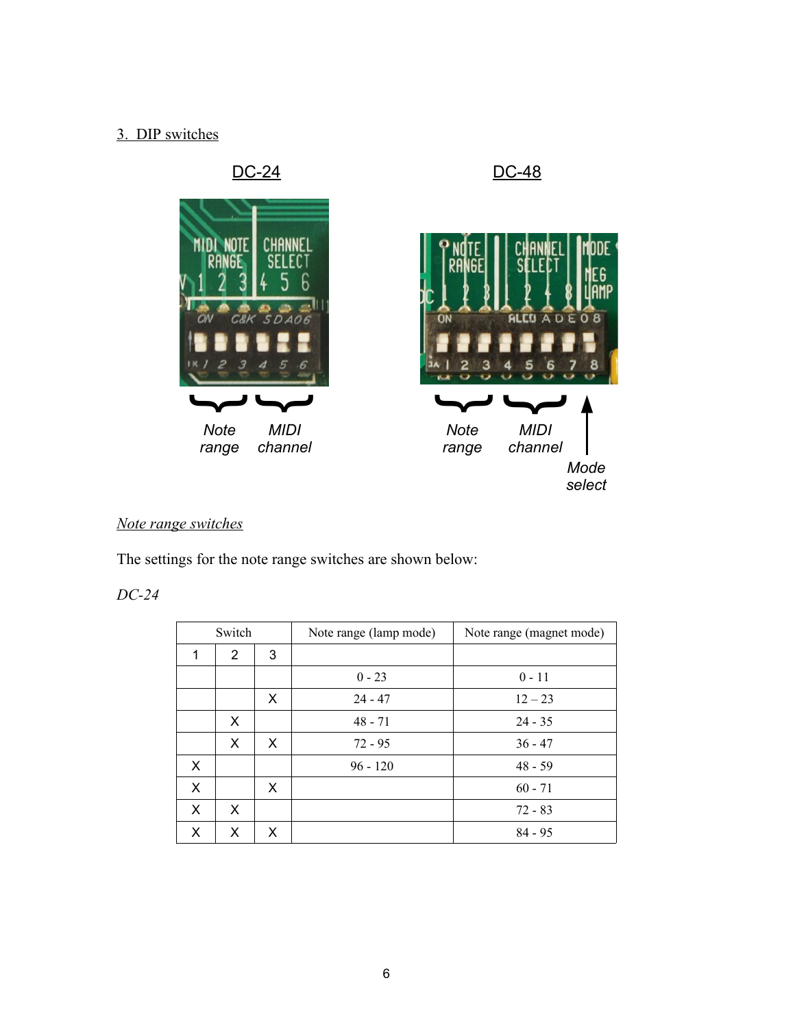3. DIP switches

DC-24

DC-48

Note range

MIDI channel

Note range

MIDI channel

Mode select

*Note range switches*

The settings for the note range switches are shown below:

*DC-24*

| Switch | | | Note range (lamp mode) | Note range (magnet mode) |
|---|---|---|---|---|
| 1 | 2 | 3 | | |
| | | | 0 - 23 | 0 - 11 |
| | | X | 24 - 47 | 12 – 23 |
| | X | | 48 - 71 | 24 - 35 |
| | X | X | 72 - 95 | 36 - 47 |
| X | | | 96 - 120 | 48 - 59 |
| X | | X | | 60 - 71 |
| X | X | | | 72 - 83 |
| X | X | X | | 84 - 95 |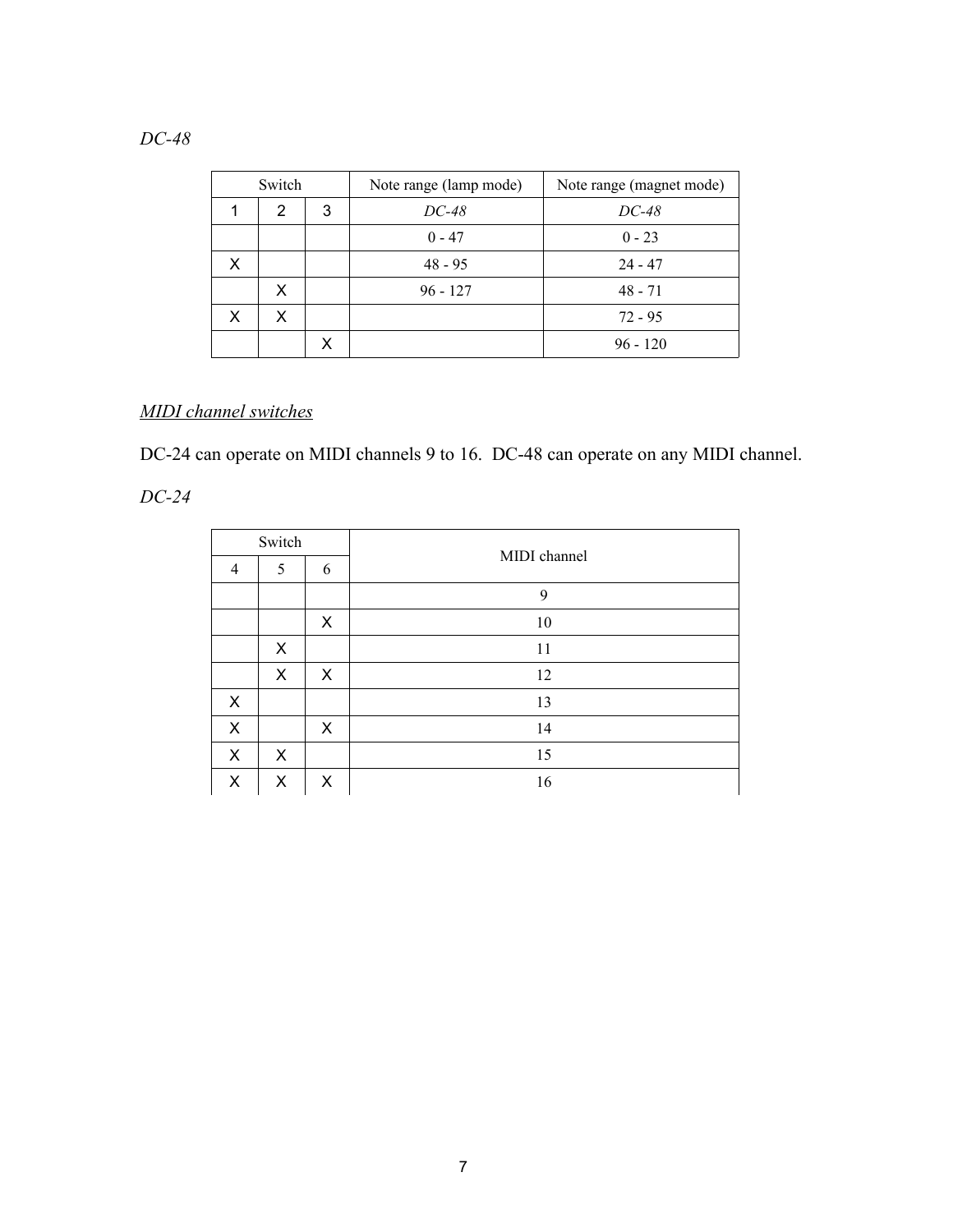*DC-48*

| Switch | | | Note range (lamp mode) | Note range (magnet mode) |
|---|---|---|---|---|
| 1 | 2 | 3 | *DC-48* | *DC-48* |
| | | | 0 - 47 | 0 - 23 |
| X | | | 48 - 95 | 24 - 47 |
| | X | | 96 - 127 | 48 - 71 |
| X | X | | | 72 - 95 |
| | | X | | 96 - 120 |

<u>*MIDI channel switches*</u>

DC-24 can operate on MIDI channels 9 to 16. DC-48 can operate on any MIDI channel.

*DC-24*

| Switch | | | MIDI channel |
|---|---|---|---|
| 4 | 5 | 6 | |
| | | | 9 |
| | | X | 10 |
| | X | | 11 |
| | X | X | 12 |
| X | | | 13 |
| X | | X | 14 |
| X | X | | 15 |
| X | X | X | 16 |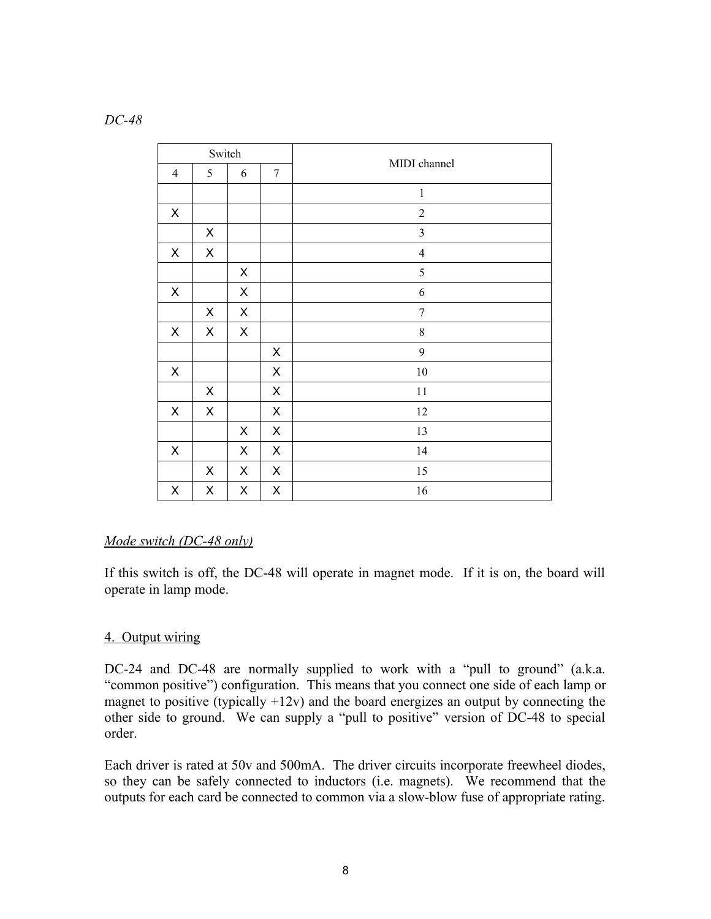*DC-48*

| Switch | | | | MIDI channel |
|---|---|---|---|---|
| 4 | 5 | 6 | 7 | |
| | | | | 1 |
| X | | | | 2 |
| | X | | | 3 |
| X | X | | | 4 |
| | | X | | 5 |
| X | | X | | 6 |
| | X | X | | 7 |
| X | X | X | | 8 |
| | | | X | 9 |
| X | | | X | 10 |
| | X | | X | 11 |
| X | X | | X | 12 |
| | | X | X | 13 |
| X | | X | X | 14 |
| | X | X | X | 15 |
| X | X | X | X | 16 |

<u>*Mode switch (DC-48 only)*</u>

If this switch is off, the DC-48 will operate in magnet mode. If it is on, the board will operate in lamp mode.

## <u>4. Output wiring</u>

DC-24 and DC-48 are normally supplied to work with a "pull to ground" (a.k.a. "common positive") configuration. This means that you connect one side of each lamp or magnet to positive (typically +12v) and the board energizes an output by connecting the other side to ground. We can supply a "pull to positive" version of DC-48 to special order.

Each driver is rated at 50v and 500mA. The driver circuits incorporate freewheel diodes, so they can be safely connected to inductors (i.e. magnets). We recommend that the outputs for each card be connected to common via a slow-blow fuse of appropriate rating.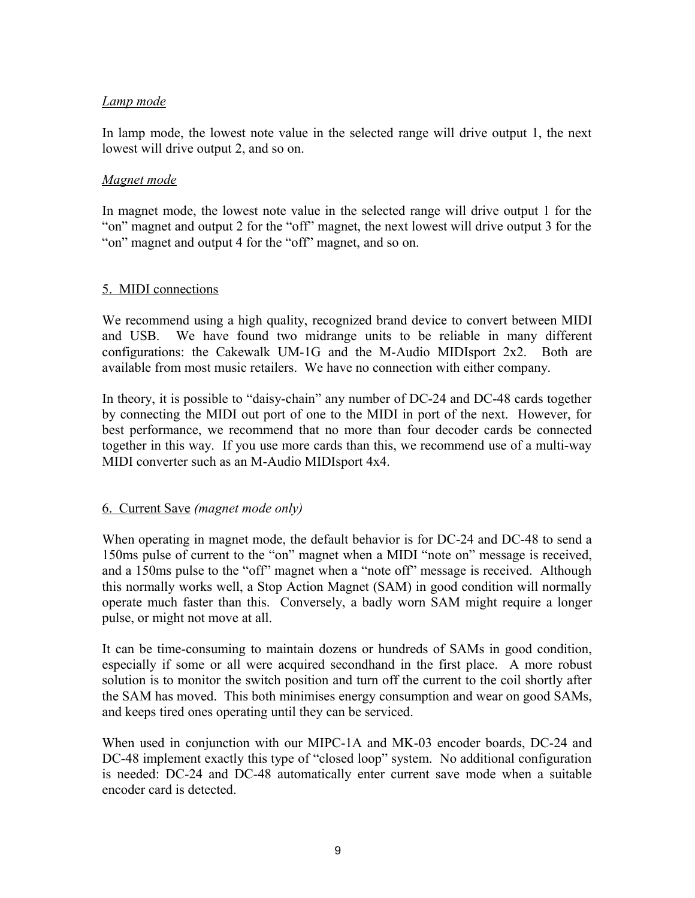*Lamp mode*

In lamp mode, the lowest note value in the selected range will drive output 1, the next lowest will drive output 2, and so on.

*Magnet mode*

In magnet mode, the lowest note value in the selected range will drive output 1 for the "on" magnet and output 2 for the "off" magnet, the next lowest will drive output 3 for the "on" magnet and output 4 for the "off" magnet, and so on.

## 5. MIDI connections

We recommend using a high quality, recognized brand device to convert between MIDI and USB. We have found two midrange units to be reliable in many different configurations: the Cakewalk UM-1G and the M-Audio MIDIsport 2x2. Both are available from most music retailers. We have no connection with either company.

In theory, it is possible to "daisy-chain" any number of DC-24 and DC-48 cards together by connecting the MIDI out port of one to the MIDI in port of the next. However, for best performance, we recommend that no more than four decoder cards be connected together in this way. If you use more cards than this, we recommend use of a multi-way MIDI converter such as an M-Audio MIDIsport 4x4.

## 6. Current Save *(magnet mode only)*

When operating in magnet mode, the default behavior is for DC-24 and DC-48 to send a 150ms pulse of current to the "on" magnet when a MIDI "note on" message is received, and a 150ms pulse to the "off" magnet when a "note off" message is received. Although this normally works well, a Stop Action Magnet (SAM) in good condition will normally operate much faster than this. Conversely, a badly worn SAM might require a longer pulse, or might not move at all.

It can be time-consuming to maintain dozens or hundreds of SAMs in good condition, especially if some or all were acquired secondhand in the first place. A more robust solution is to monitor the switch position and turn off the current to the coil shortly after the SAM has moved. This both minimises energy consumption and wear on good SAMs, and keeps tired ones operating until they can be serviced.

When used in conjunction with our MIPC-1A and MK-03 encoder boards, DC-24 and DC-48 implement exactly this type of "closed loop" system. No additional configuration is needed: DC-24 and DC-48 automatically enter current save mode when a suitable encoder card is detected.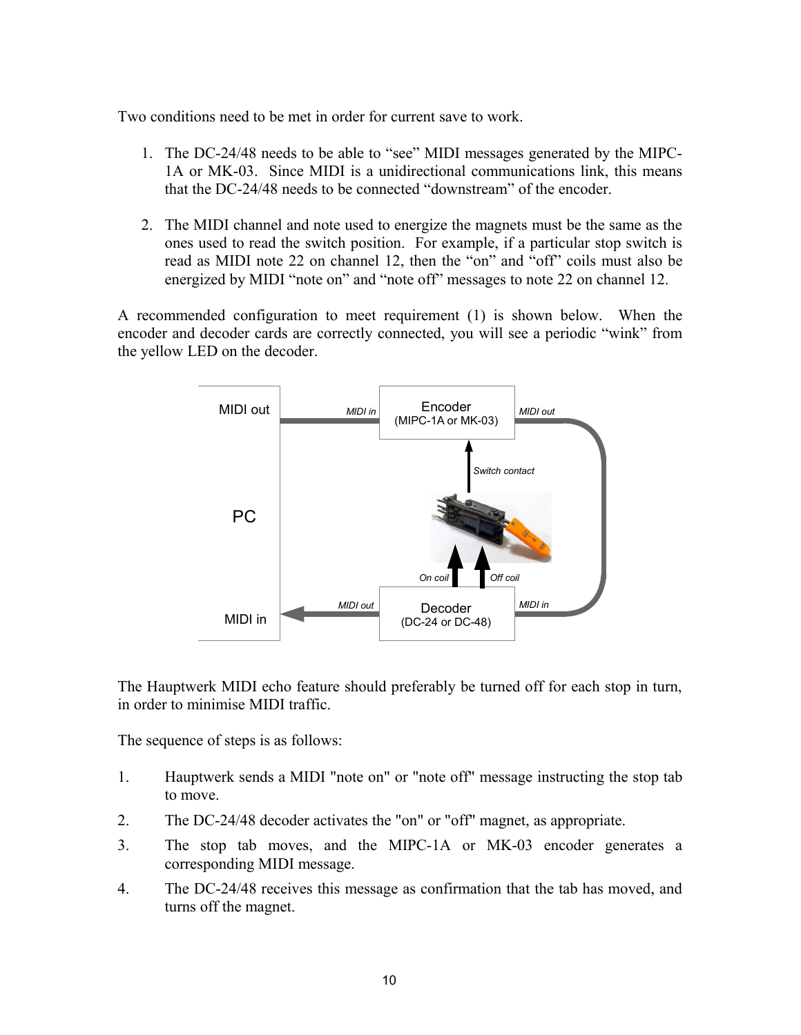Two conditions need to be met in order for current save to work.

1. The DC-24/48 needs to be able to "see" MIDI messages generated by the MIPC-1A or MK-03. Since MIDI is a unidirectional communications link, this means that the DC-24/48 needs to be connected "downstream" of the encoder.

2. The MIDI channel and note used to energize the magnets must be the same as the ones used to read the switch position. For example, if a particular stop switch is read as MIDI note 22 on channel 12, then the "on" and "off" coils must also be energized by MIDI "note on" and "note off" messages to note 22 on channel 12.

A recommended configuration to meet requirement (1) is shown below. When the encoder and decoder cards are correctly connected, you will see a periodic "wink" from the yellow LED on the decoder.

The Hauptwerk MIDI echo feature should preferably be turned off for each stop in turn, in order to minimise MIDI traffic.

The sequence of steps is as follows:

1. Hauptwerk sends a MIDI "note on" or "note off" message instructing the stop tab to move.
2. The DC-24/48 decoder activates the "on" or "off" magnet, as appropriate.
3. The stop tab moves, and the MIPC-1A or MK-03 encoder generates a corresponding MIDI message.
4. The DC-24/48 receives this message as confirmation that the tab has moved, and turns off the magnet.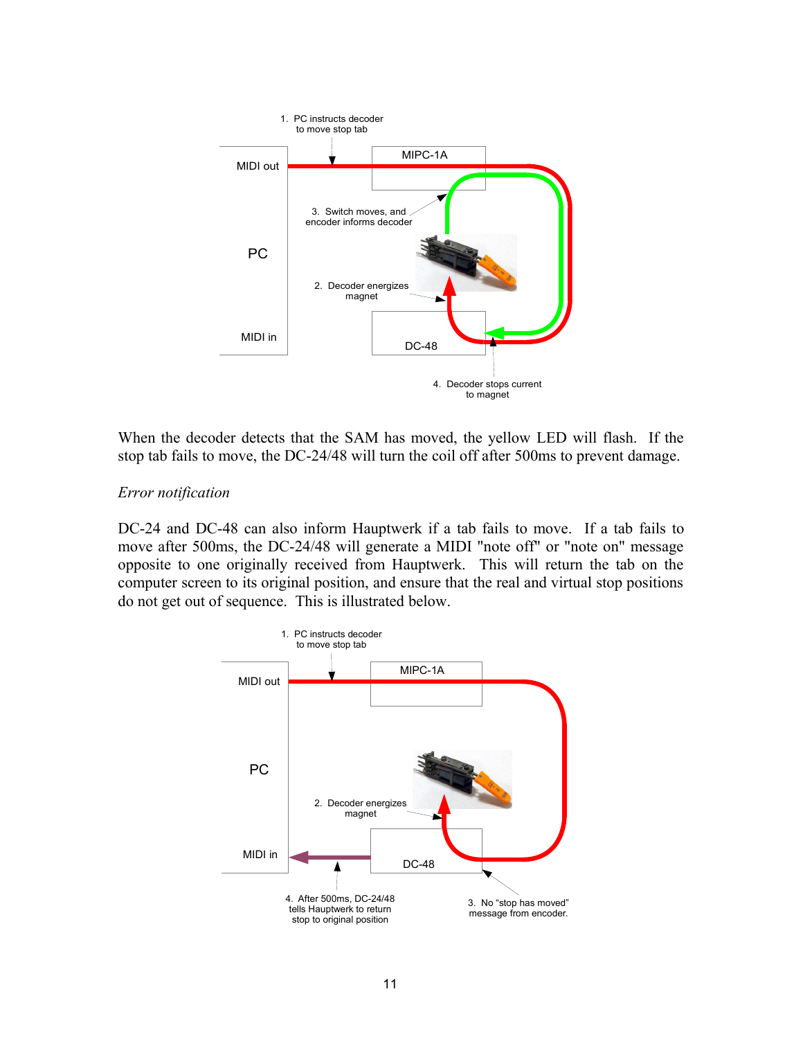1. PC instructs decoder to move stop tab

MIDI out

MIPC-1A

3. Switch moves, and encoder informs decoder

PC

2. Decoder energizes magnet

MIDI in

DC-48

4. Decoder stops current to magnet

When the decoder detects that the SAM has moved, the yellow LED will flash. If the stop tab fails to move, the DC-24/48 will turn the coil off after 500ms to prevent damage.

*Error notification*

DC-24 and DC-48 can also inform Hauptwerk if a tab fails to move. If a tab fails to move after 500ms, the DC-24/48 will generate a MIDI "note off" or "note on" message opposite to one originally received from Hauptwerk. This will return the tab on the computer screen to its original position, and ensure that the real and virtual stop positions do not get out of sequence. This is illustrated below.

1. PC instructs decoder to move stop tab

MIDI out

MIPC-1A

PC

2. Decoder energizes magnet

MIDI in

DC-48

4. After 500ms, DC-24/48 tells Hauptwerk to return stop to original position

3. No “stop has moved” message from encoder.